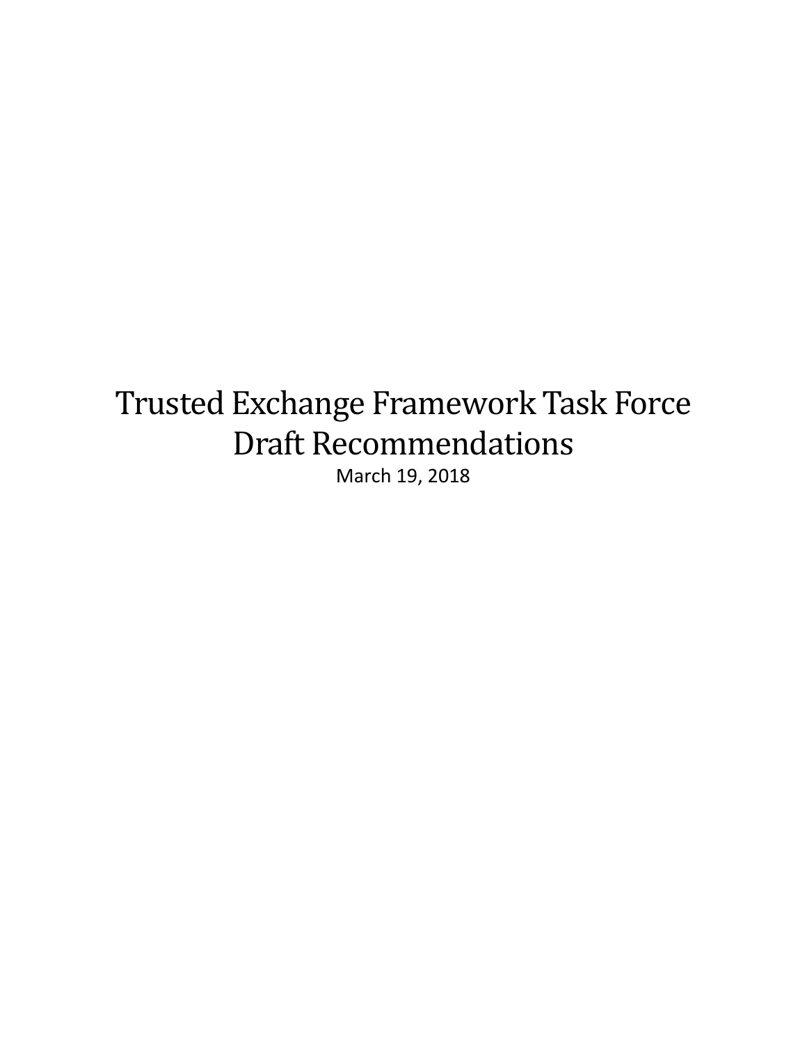# Trusted Exchange Framework Task Force Draft Recommendations

March 19, 2018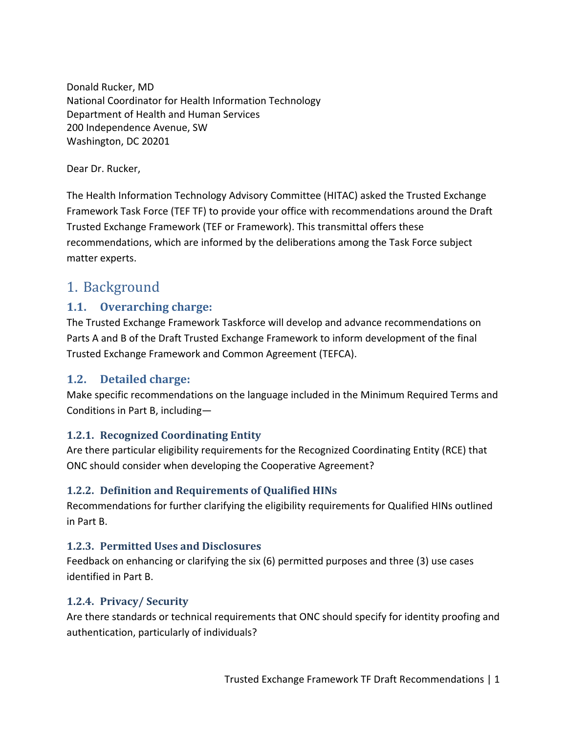Donald Rucker, MD
National Coordinator for Health Information Technology
Department of Health and Human Services
200 Independence Avenue, SW
Washington, DC 20201

Dear Dr. Rucker,

The Health Information Technology Advisory Committee (HITAC) asked the Trusted Exchange Framework Task Force (TEF TF) to provide your office with recommendations around the Draft Trusted Exchange Framework (TEF or Framework). This transmittal offers these recommendations, which are informed by the deliberations among the Task Force subject matter experts.

# 1. Background

## 1.1. Overarching charge:

The Trusted Exchange Framework Taskforce will develop and advance recommendations on Parts A and B of the Draft Trusted Exchange Framework to inform development of the final Trusted Exchange Framework and Common Agreement (TEFCA).

## 1.2. Detailed charge:

Make specific recommendations on the language included in the Minimum Required Terms and Conditions in Part B, including—

### 1.2.1. Recognized Coordinating Entity

Are there particular eligibility requirements for the Recognized Coordinating Entity (RCE) that ONC should consider when developing the Cooperative Agreement?

### 1.2.2. Definition and Requirements of Qualified HINs

Recommendations for further clarifying the eligibility requirements for Qualified HINs outlined in Part B.

### 1.2.3. Permitted Uses and Disclosures

Feedback on enhancing or clarifying the six (6) permitted purposes and three (3) use cases identified in Part B.

### 1.2.4. Privacy/ Security

Are there standards or technical requirements that ONC should specify for identity proofing and authentication, particularly of individuals?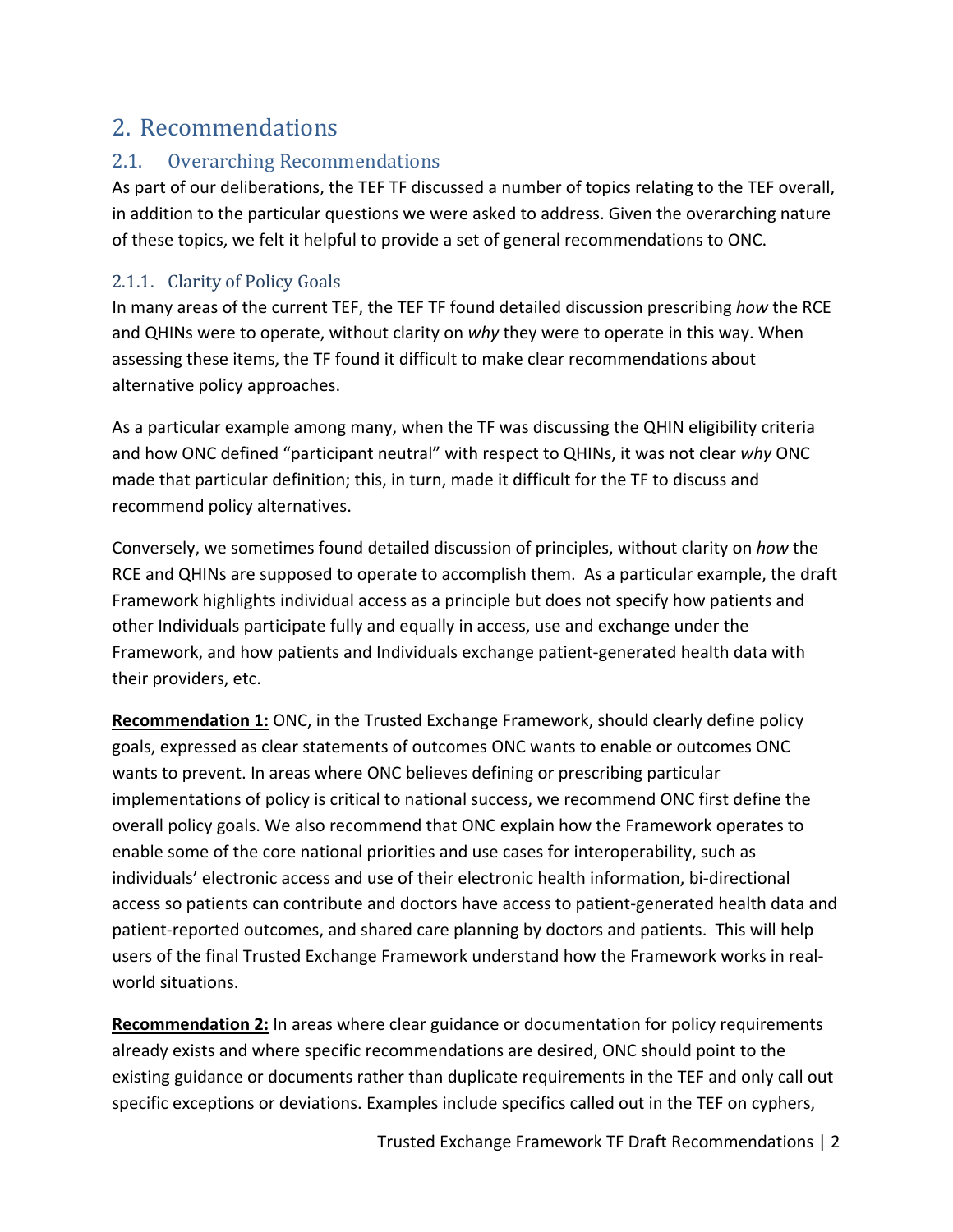# 2. Recommendations

## 2.1. Overarching Recommendations

As part of our deliberations, the TEF TF discussed a number of topics relating to the TEF overall, in addition to the particular questions we were asked to address. Given the overarching nature of these topics, we felt it helpful to provide a set of general recommendations to ONC.

### 2.1.1. Clarity of Policy Goals

In many areas of the current TEF, the TEF TF found detailed discussion prescribing *how* the RCE and QHINs were to operate, without clarity on *why* they were to operate in this way. When assessing these items, the TF found it difficult to make clear recommendations about alternative policy approaches.

As a particular example among many, when the TF was discussing the QHIN eligibility criteria and how ONC defined "participant neutral" with respect to QHINs, it was not clear *why* ONC made that particular definition; this, in turn, made it difficult for the TF to discuss and recommend policy alternatives.

Conversely, we sometimes found detailed discussion of principles, without clarity on *how* the RCE and QHINs are supposed to operate to accomplish them. As a particular example, the draft Framework highlights individual access as a principle but does not specify how patients and other Individuals participate fully and equally in access, use and exchange under the Framework, and how patients and Individuals exchange patient-generated health data with their providers, etc.

**Recommendation 1:** ONC, in the Trusted Exchange Framework, should clearly define policy goals, expressed as clear statements of outcomes ONC wants to enable or outcomes ONC wants to prevent. In areas where ONC believes defining or prescribing particular implementations of policy is critical to national success, we recommend ONC first define the overall policy goals. We also recommend that ONC explain how the Framework operates to enable some of the core national priorities and use cases for interoperability, such as individuals' electronic access and use of their electronic health information, bi-directional access so patients can contribute and doctors have access to patient-generated health data and patient-reported outcomes, and shared care planning by doctors and patients. This will help users of the final Trusted Exchange Framework understand how the Framework works in real-world situations.

**Recommendation 2:** In areas where clear guidance or documentation for policy requirements already exists and where specific recommendations are desired, ONC should point to the existing guidance or documents rather than duplicate requirements in the TEF and only call out specific exceptions or deviations. Examples include specifics called out in the TEF on cyphers,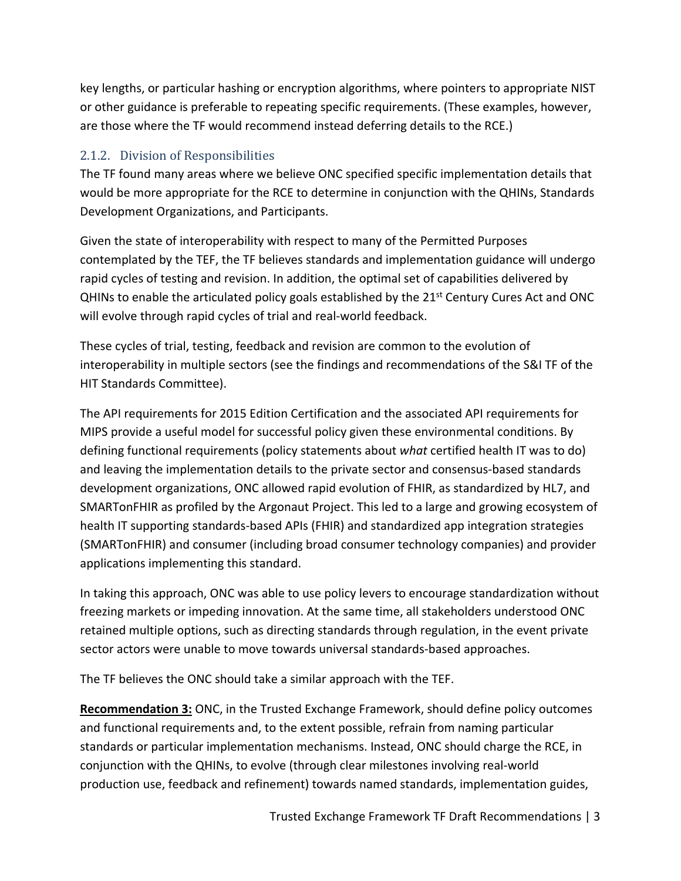key lengths, or particular hashing or encryption algorithms, where pointers to appropriate NIST or other guidance is preferable to repeating specific requirements. (These examples, however, are those where the TF would recommend instead deferring details to the RCE.)

### 2.1.2. Division of Responsibilities

The TF found many areas where we believe ONC specified specific implementation details that would be more appropriate for the RCE to determine in conjunction with the QHINs, Standards Development Organizations, and Participants.

Given the state of interoperability with respect to many of the Permitted Purposes contemplated by the TEF, the TF believes standards and implementation guidance will undergo rapid cycles of testing and revision. In addition, the optimal set of capabilities delivered by QHINs to enable the articulated policy goals established by the 21st Century Cures Act and ONC will evolve through rapid cycles of trial and real-world feedback.

These cycles of trial, testing, feedback and revision are common to the evolution of interoperability in multiple sectors (see the findings and recommendations of the S&I TF of the HIT Standards Committee).

The API requirements for 2015 Edition Certification and the associated API requirements for MIPS provide a useful model for successful policy given these environmental conditions. By defining functional requirements (policy statements about *what* certified health IT was to do) and leaving the implementation details to the private sector and consensus-based standards development organizations, ONC allowed rapid evolution of FHIR, as standardized by HL7, and SMARTonFHIR as profiled by the Argonaut Project. This led to a large and growing ecosystem of health IT supporting standards-based APIs (FHIR) and standardized app integration strategies (SMARTonFHIR) and consumer (including broad consumer technology companies) and provider applications implementing this standard.

In taking this approach, ONC was able to use policy levers to encourage standardization without freezing markets or impeding innovation. At the same time, all stakeholders understood ONC retained multiple options, such as directing standards through regulation, in the event private sector actors were unable to move towards universal standards-based approaches.

The TF believes the ONC should take a similar approach with the TEF.

**Recommendation 3:** ONC, in the Trusted Exchange Framework, should define policy outcomes and functional requirements and, to the extent possible, refrain from naming particular standards or particular implementation mechanisms. Instead, ONC should charge the RCE, in conjunction with the QHINs, to evolve (through clear milestones involving real-world production use, feedback and refinement) towards named standards, implementation guides,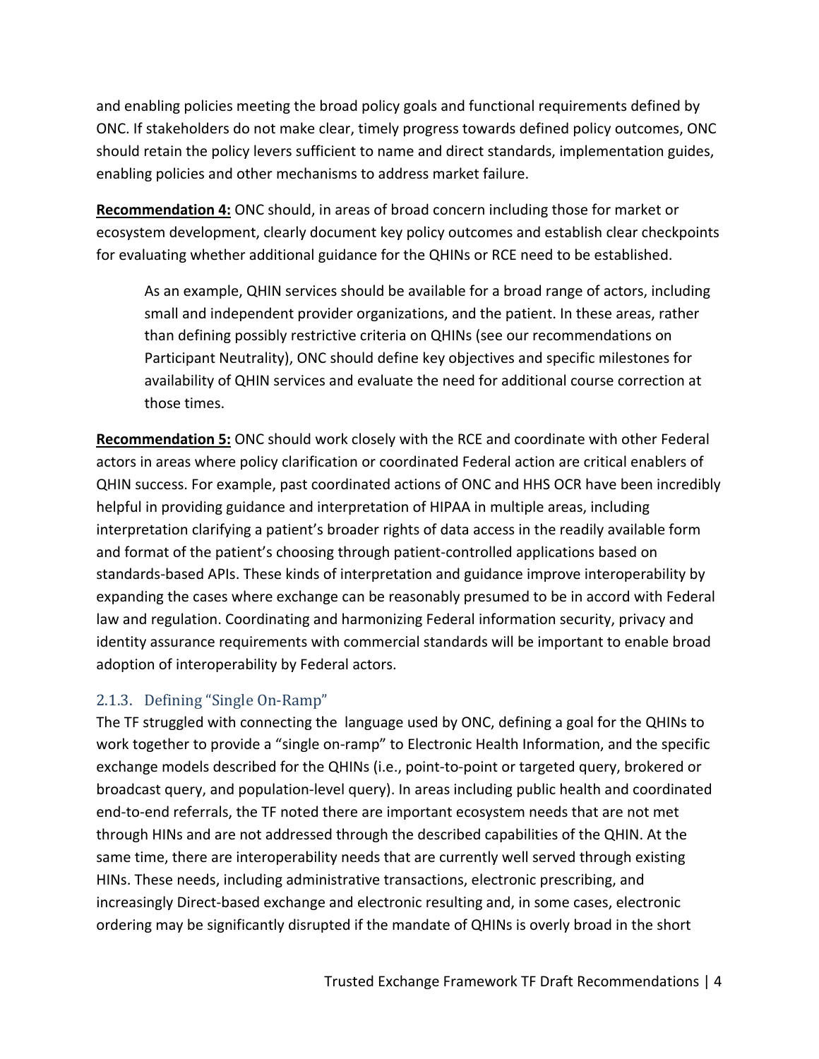and enabling policies meeting the broad policy goals and functional requirements defined by ONC. If stakeholders do not make clear, timely progress towards defined policy outcomes, ONC should retain the policy levers sufficient to name and direct standards, implementation guides, enabling policies and other mechanisms to address market failure.

**Recommendation 4:** ONC should, in areas of broad concern including those for market or ecosystem development, clearly document key policy outcomes and establish clear checkpoints for evaluating whether additional guidance for the QHINs or RCE need to be established.

> As an example, QHIN services should be available for a broad range of actors, including small and independent provider organizations, and the patient. In these areas, rather than defining possibly restrictive criteria on QHINs (see our recommendations on Participant Neutrality), ONC should define key objectives and specific milestones for availability of QHIN services and evaluate the need for additional course correction at those times.

**Recommendation 5:** ONC should work closely with the RCE and coordinate with other Federal actors in areas where policy clarification or coordinated Federal action are critical enablers of QHIN success. For example, past coordinated actions of ONC and HHS OCR have been incredibly helpful in providing guidance and interpretation of HIPAA in multiple areas, including interpretation clarifying a patient's broader rights of data access in the readily available form and format of the patient's choosing through patient-controlled applications based on standards-based APIs. These kinds of interpretation and guidance improve interoperability by expanding the cases where exchange can be reasonably presumed to be in accord with Federal law and regulation. Coordinating and harmonizing Federal information security, privacy and identity assurance requirements with commercial standards will be important to enable broad adoption of interoperability by Federal actors.

### 2.1.3. Defining "Single On-Ramp"

The TF struggled with connecting the language used by ONC, defining a goal for the QHINs to work together to provide a "single on-ramp" to Electronic Health Information, and the specific exchange models described for the QHINs (i.e., point-to-point or targeted query, brokered or broadcast query, and population-level query). In areas including public health and coordinated end-to-end referrals, the TF noted there are important ecosystem needs that are not met through HINs and are not addressed through the described capabilities of the QHIN. At the same time, there are interoperability needs that are currently well served through existing HINs. These needs, including administrative transactions, electronic prescribing, and increasingly Direct-based exchange and electronic resulting and, in some cases, electronic ordering may be significantly disrupted if the mandate of QHINs is overly broad in the short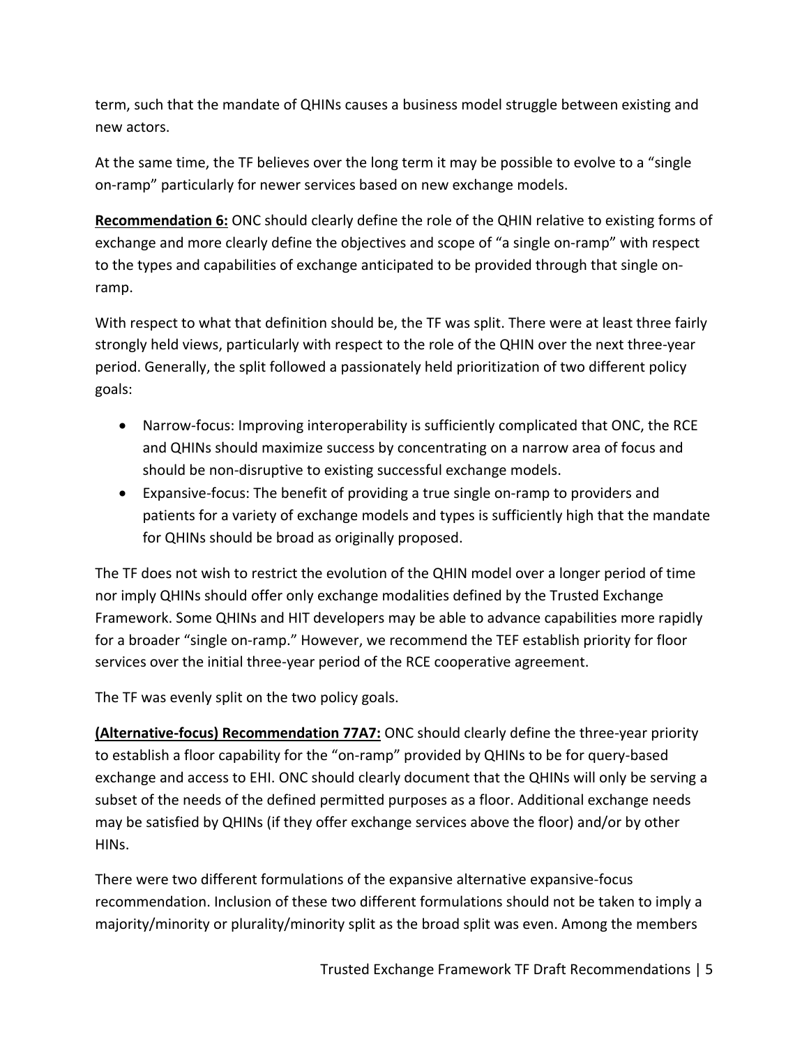term, such that the mandate of QHINs causes a business model struggle between existing and new actors.

At the same time, the TF believes over the long term it may be possible to evolve to a "single on-ramp" particularly for newer services based on new exchange models.

**Recommendation 6:** ONC should clearly define the role of the QHIN relative to existing forms of exchange and more clearly define the objectives and scope of "a single on-ramp" with respect to the types and capabilities of exchange anticipated to be provided through that single on-ramp.

With respect to what that definition should be, the TF was split. There were at least three fairly strongly held views, particularly with respect to the role of the QHIN over the next three-year period. Generally, the split followed a passionately held prioritization of two different policy goals:

- Narrow-focus: Improving interoperability is sufficiently complicated that ONC, the RCE and QHINs should maximize success by concentrating on a narrow area of focus and should be non-disruptive to existing successful exchange models.
- Expansive-focus: The benefit of providing a true single on-ramp to providers and patients for a variety of exchange models and types is sufficiently high that the mandate for QHINs should be broad as originally proposed.

The TF does not wish to restrict the evolution of the QHIN model over a longer period of time nor imply QHINs should offer only exchange modalities defined by the Trusted Exchange Framework. Some QHINs and HIT developers may be able to advance capabilities more rapidly for a broader "single on-ramp." However, we recommend the TEF establish priority for floor services over the initial three-year period of the RCE cooperative agreement.

The TF was evenly split on the two policy goals.

**(Alternative-focus) Recommendation 77A7:** ONC should clearly define the three-year priority to establish a floor capability for the "on-ramp" provided by QHINs to be for query-based exchange and access to EHI. ONC should clearly document that the QHINs will only be serving a subset of the needs of the defined permitted purposes as a floor. Additional exchange needs may be satisfied by QHINs (if they offer exchange services above the floor) and/or by other HINs.

There were two different formulations of the expansive alternative expansive-focus recommendation. Inclusion of these two different formulations should not be taken to imply a majority/minority or plurality/minority split as the broad split was even. Among the members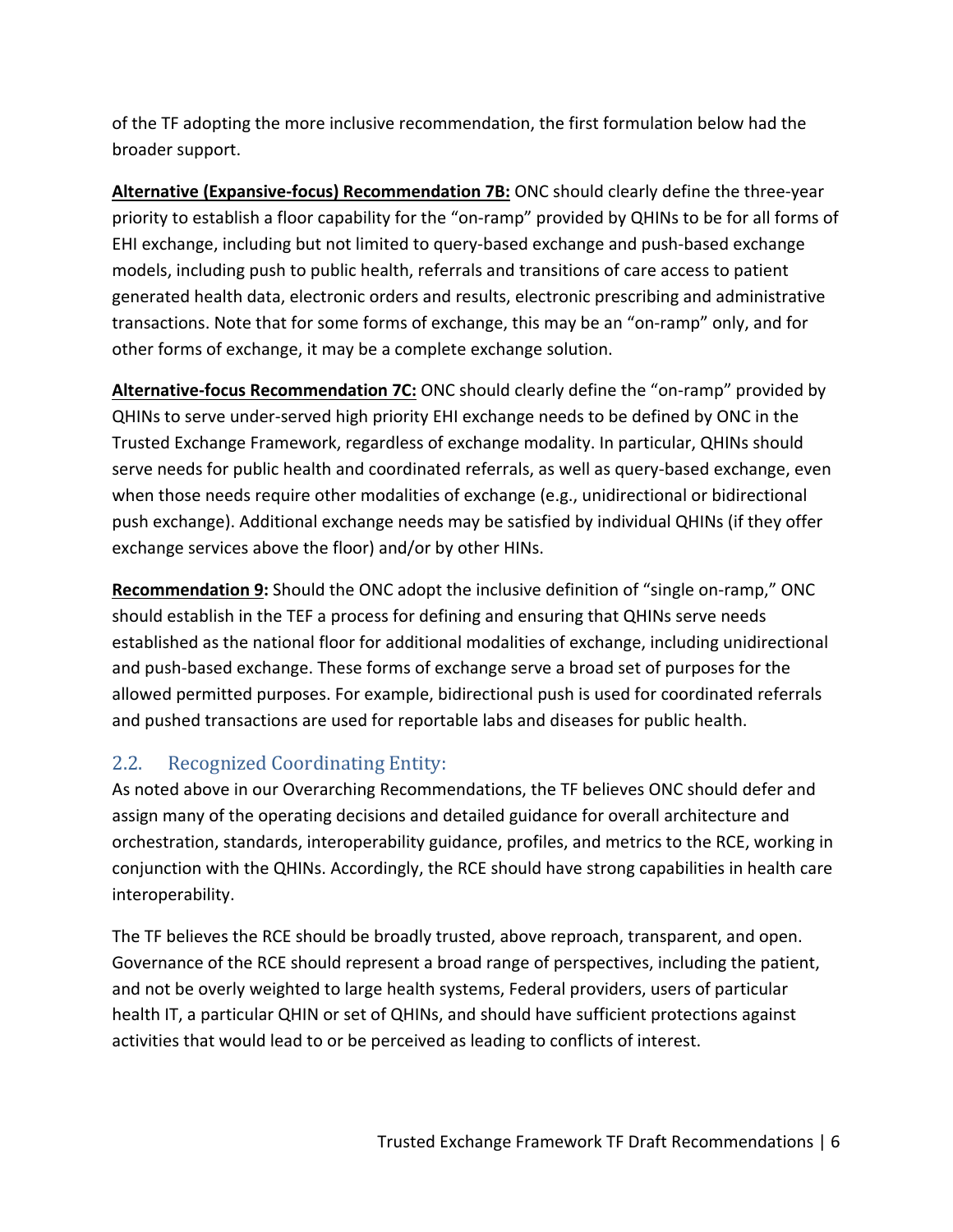of the TF adopting the more inclusive recommendation, the first formulation below had the broader support.

**<u>Alternative (Expansive-focus) Recommendation 7B:</u>** ONC should clearly define the three-year priority to establish a floor capability for the "on-ramp" provided by QHINs to be for all forms of EHI exchange, including but not limited to query-based exchange and push-based exchange models, including push to public health, referrals and transitions of care access to patient generated health data, electronic orders and results, electronic prescribing and administrative transactions. Note that for some forms of exchange, this may be an "on-ramp" only, and for other forms of exchange, it may be a complete exchange solution.

**<u>Alternative-focus Recommendation 7C:</u>** ONC should clearly define the "on-ramp" provided by QHINs to serve under-served high priority EHI exchange needs to be defined by ONC in the Trusted Exchange Framework, regardless of exchange modality. In particular, QHINs should serve needs for public health and coordinated referrals, as well as query-based exchange, even when those needs require other modalities of exchange (e.g., unidirectional or bidirectional push exchange). Additional exchange needs may be satisfied by individual QHINs (if they offer exchange services above the floor) and/or by other HINs.

**<u>Recommendation 9</u>:** Should the ONC adopt the inclusive definition of "single on-ramp," ONC should establish in the TEF a process for defining and ensuring that QHINs serve needs established as the national floor for additional modalities of exchange, including unidirectional and push-based exchange. These forms of exchange serve a broad set of purposes for the allowed permitted purposes. For example, bidirectional push is used for coordinated referrals and pushed transactions are used for reportable labs and diseases for public health.

## 2.2. Recognized Coordinating Entity:

As noted above in our Overarching Recommendations, the TF believes ONC should defer and assign many of the operating decisions and detailed guidance for overall architecture and orchestration, standards, interoperability guidance, profiles, and metrics to the RCE, working in conjunction with the QHINs. Accordingly, the RCE should have strong capabilities in health care interoperability.

The TF believes the RCE should be broadly trusted, above reproach, transparent, and open. Governance of the RCE should represent a broad range of perspectives, including the patient, and not be overly weighted to large health systems, Federal providers, users of particular health IT, a particular QHIN or set of QHINs, and should have sufficient protections against activities that would lead to or be perceived as leading to conflicts of interest.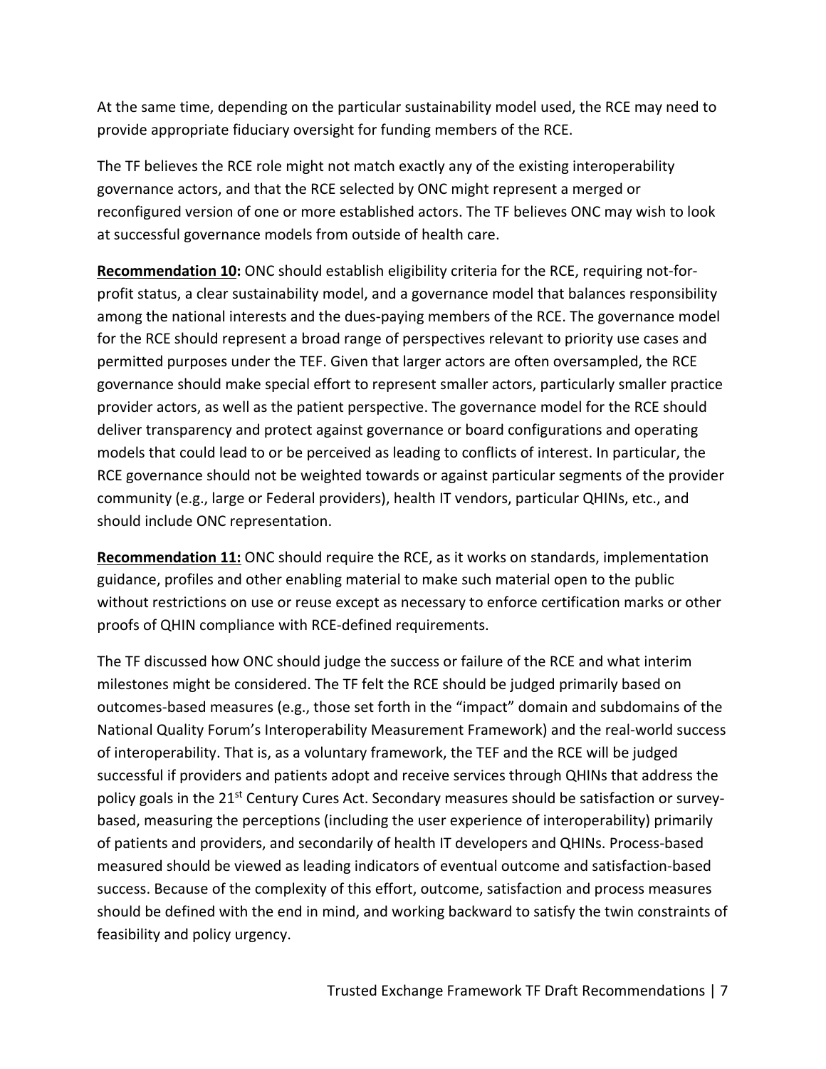At the same time, depending on the particular sustainability model used, the RCE may need to provide appropriate fiduciary oversight for funding members of the RCE.

The TF believes the RCE role might not match exactly any of the existing interoperability governance actors, and that the RCE selected by ONC might represent a merged or reconfigured version of one or more established actors. The TF believes ONC may wish to look at successful governance models from outside of health care.

**Recommendation 10:** ONC should establish eligibility criteria for the RCE, requiring not-for-profit status, a clear sustainability model, and a governance model that balances responsibility among the national interests and the dues-paying members of the RCE. The governance model for the RCE should represent a broad range of perspectives relevant to priority use cases and permitted purposes under the TEF. Given that larger actors are often oversampled, the RCE governance should make special effort to represent smaller actors, particularly smaller practice provider actors, as well as the patient perspective. The governance model for the RCE should deliver transparency and protect against governance or board configurations and operating models that could lead to or be perceived as leading to conflicts of interest. In particular, the RCE governance should not be weighted towards or against particular segments of the provider community (e.g., large or Federal providers), health IT vendors, particular QHINs, etc., and should include ONC representation.

**Recommendation 11:** ONC should require the RCE, as it works on standards, implementation guidance, profiles and other enabling material to make such material open to the public without restrictions on use or reuse except as necessary to enforce certification marks or other proofs of QHIN compliance with RCE-defined requirements.

The TF discussed how ONC should judge the success or failure of the RCE and what interim milestones might be considered. The TF felt the RCE should be judged primarily based on outcomes-based measures (e.g., those set forth in the "impact" domain and subdomains of the National Quality Forum's Interoperability Measurement Framework) and the real-world success of interoperability. That is, as a voluntary framework, the TEF and the RCE will be judged successful if providers and patients adopt and receive services through QHINs that address the policy goals in the 21st Century Cures Act. Secondary measures should be satisfaction or survey-based, measuring the perceptions (including the user experience of interoperability) primarily of patients and providers, and secondarily of health IT developers and QHINs. Process-based measured should be viewed as leading indicators of eventual outcome and satisfaction-based success. Because of the complexity of this effort, outcome, satisfaction and process measures should be defined with the end in mind, and working backward to satisfy the twin constraints of feasibility and policy urgency.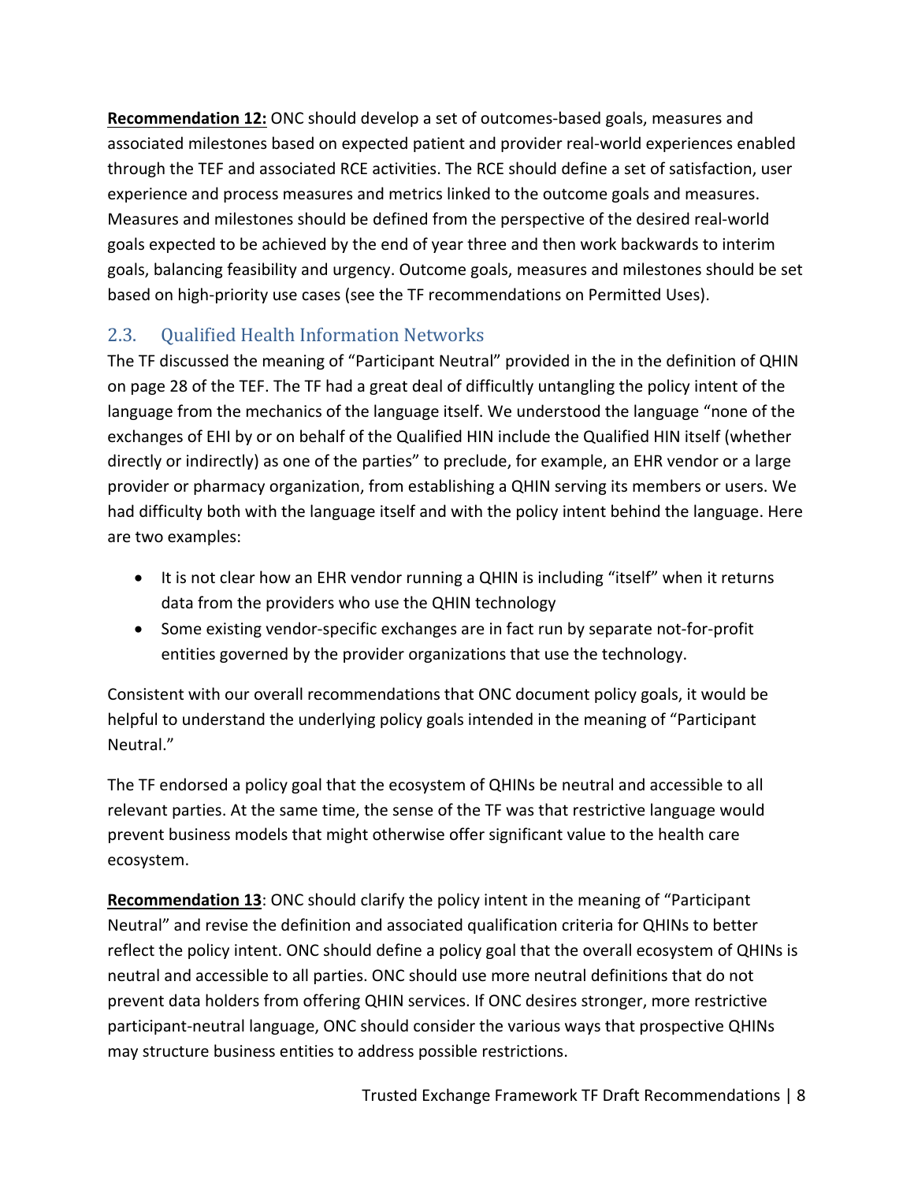**Recommendation 12:** ONC should develop a set of outcomes-based goals, measures and associated milestones based on expected patient and provider real-world experiences enabled through the TEF and associated RCE activities. The RCE should define a set of satisfaction, user experience and process measures and metrics linked to the outcome goals and measures. Measures and milestones should be defined from the perspective of the desired real-world goals expected to be achieved by the end of year three and then work backwards to interim goals, balancing feasibility and urgency. Outcome goals, measures and milestones should be set based on high-priority use cases (see the TF recommendations on Permitted Uses).

## 2.3. Qualified Health Information Networks

The TF discussed the meaning of "Participant Neutral" provided in the in the definition of QHIN on page 28 of the TEF. The TF had a great deal of difficultly untangling the policy intent of the language from the mechanics of the language itself. We understood the language "none of the exchanges of EHI by or on behalf of the Qualified HIN include the Qualified HIN itself (whether directly or indirectly) as one of the parties" to preclude, for example, an EHR vendor or a large provider or pharmacy organization, from establishing a QHIN serving its members or users. We had difficulty both with the language itself and with the policy intent behind the language. Here are two examples:

- It is not clear how an EHR vendor running a QHIN is including "itself" when it returns data from the providers who use the QHIN technology
- Some existing vendor-specific exchanges are in fact run by separate not-for-profit entities governed by the provider organizations that use the technology.

Consistent with our overall recommendations that ONC document policy goals, it would be helpful to understand the underlying policy goals intended in the meaning of "Participant Neutral."

The TF endorsed a policy goal that the ecosystem of QHINs be neutral and accessible to all relevant parties. At the same time, the sense of the TF was that restrictive language would prevent business models that might otherwise offer significant value to the health care ecosystem.

**Recommendation 13**: ONC should clarify the policy intent in the meaning of "Participant Neutral" and revise the definition and associated qualification criteria for QHINs to better reflect the policy intent. ONC should define a policy goal that the overall ecosystem of QHINs is neutral and accessible to all parties. ONC should use more neutral definitions that do not prevent data holders from offering QHIN services. If ONC desires stronger, more restrictive participant-neutral language, ONC should consider the various ways that prospective QHINs may structure business entities to address possible restrictions.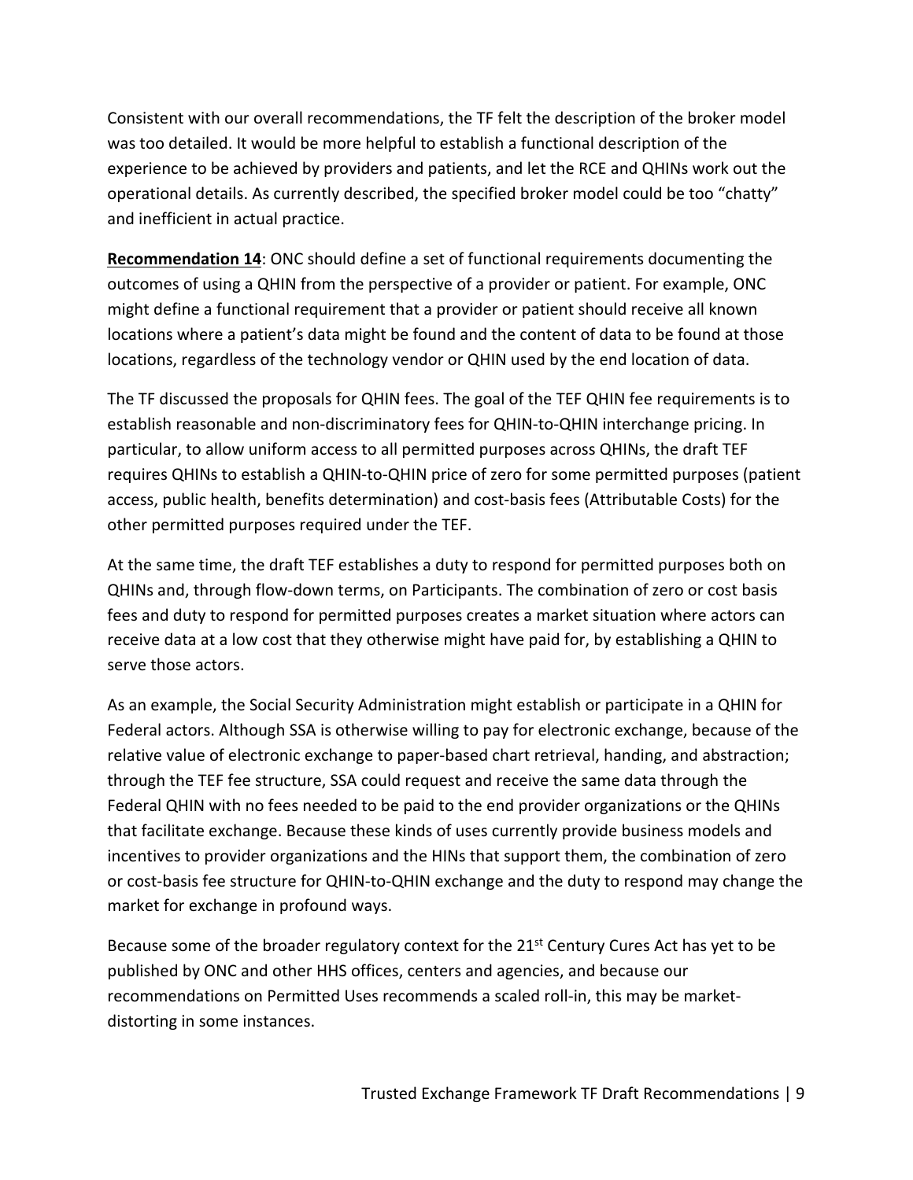Consistent with our overall recommendations, the TF felt the description of the broker model was too detailed. It would be more helpful to establish a functional description of the experience to be achieved by providers and patients, and let the RCE and QHINs work out the operational details. As currently described, the specified broker model could be too "chatty" and inefficient in actual practice.

**Recommendation 14**: ONC should define a set of functional requirements documenting the outcomes of using a QHIN from the perspective of a provider or patient. For example, ONC might define a functional requirement that a provider or patient should receive all known locations where a patient's data might be found and the content of data to be found at those locations, regardless of the technology vendor or QHIN used by the end location of data.

The TF discussed the proposals for QHIN fees. The goal of the TEF QHIN fee requirements is to establish reasonable and non-discriminatory fees for QHIN-to-QHIN interchange pricing. In particular, to allow uniform access to all permitted purposes across QHINs, the draft TEF requires QHINs to establish a QHIN-to-QHIN price of zero for some permitted purposes (patient access, public health, benefits determination) and cost-basis fees (Attributable Costs) for the other permitted purposes required under the TEF.

At the same time, the draft TEF establishes a duty to respond for permitted purposes both on QHINs and, through flow-down terms, on Participants. The combination of zero or cost basis fees and duty to respond for permitted purposes creates a market situation where actors can receive data at a low cost that they otherwise might have paid for, by establishing a QHIN to serve those actors.

As an example, the Social Security Administration might establish or participate in a QHIN for Federal actors. Although SSA is otherwise willing to pay for electronic exchange, because of the relative value of electronic exchange to paper-based chart retrieval, handing, and abstraction; through the TEF fee structure, SSA could request and receive the same data through the Federal QHIN with no fees needed to be paid to the end provider organizations or the QHINs that facilitate exchange. Because these kinds of uses currently provide business models and incentives to provider organizations and the HINs that support them, the combination of zero or cost-basis fee structure for QHIN-to-QHIN exchange and the duty to respond may change the market for exchange in profound ways.

Because some of the broader regulatory context for the 21st Century Cures Act has yet to be published by ONC and other HHS offices, centers and agencies, and because our recommendations on Permitted Uses recommends a scaled roll-in, this may be market-distorting in some instances.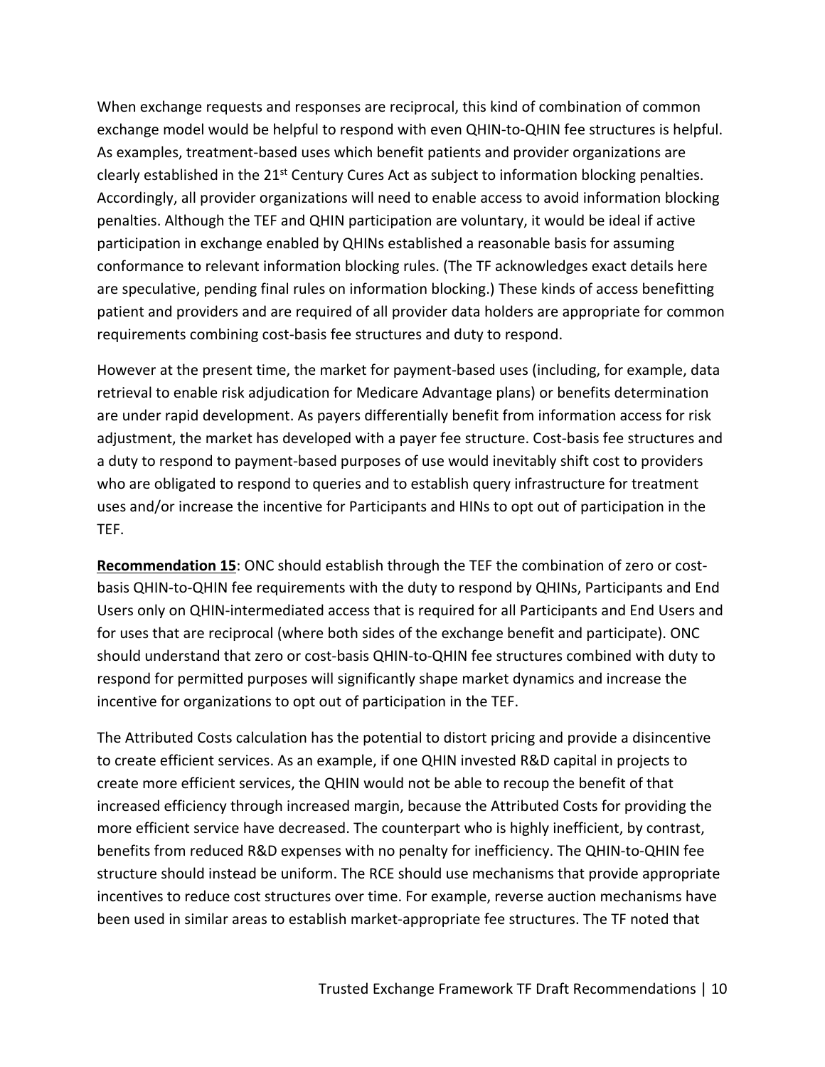When exchange requests and responses are reciprocal, this kind of combination of common exchange model would be helpful to respond with even QHIN-to-QHIN fee structures is helpful. As examples, treatment-based uses which benefit patients and provider organizations are clearly established in the 21st Century Cures Act as subject to information blocking penalties. Accordingly, all provider organizations will need to enable access to avoid information blocking penalties. Although the TEF and QHIN participation are voluntary, it would be ideal if active participation in exchange enabled by QHINs established a reasonable basis for assuming conformance to relevant information blocking rules. (The TF acknowledges exact details here are speculative, pending final rules on information blocking.) These kinds of access benefitting patient and providers and are required of all provider data holders are appropriate for common requirements combining cost-basis fee structures and duty to respond.

However at the present time, the market for payment-based uses (including, for example, data retrieval to enable risk adjudication for Medicare Advantage plans) or benefits determination are under rapid development. As payers differentially benefit from information access for risk adjustment, the market has developed with a payer fee structure. Cost-basis fee structures and a duty to respond to payment-based purposes of use would inevitably shift cost to providers who are obligated to respond to queries and to establish query infrastructure for treatment uses and/or increase the incentive for Participants and HINs to opt out of participation in the TEF.

**Recommendation 15**: ONC should establish through the TEF the combination of zero or cost-basis QHIN-to-QHIN fee requirements with the duty to respond by QHINs, Participants and End Users only on QHIN-intermediated access that is required for all Participants and End Users and for uses that are reciprocal (where both sides of the exchange benefit and participate). ONC should understand that zero or cost-basis QHIN-to-QHIN fee structures combined with duty to respond for permitted purposes will significantly shape market dynamics and increase the incentive for organizations to opt out of participation in the TEF.

The Attributed Costs calculation has the potential to distort pricing and provide a disincentive to create efficient services. As an example, if one QHIN invested R&D capital in projects to create more efficient services, the QHIN would not be able to recoup the benefit of that increased efficiency through increased margin, because the Attributed Costs for providing the more efficient service have decreased. The counterpart who is highly inefficient, by contrast, benefits from reduced R&D expenses with no penalty for inefficiency. The QHIN-to-QHIN fee structure should instead be uniform. The RCE should use mechanisms that provide appropriate incentives to reduce cost structures over time. For example, reverse auction mechanisms have been used in similar areas to establish market-appropriate fee structures. The TF noted that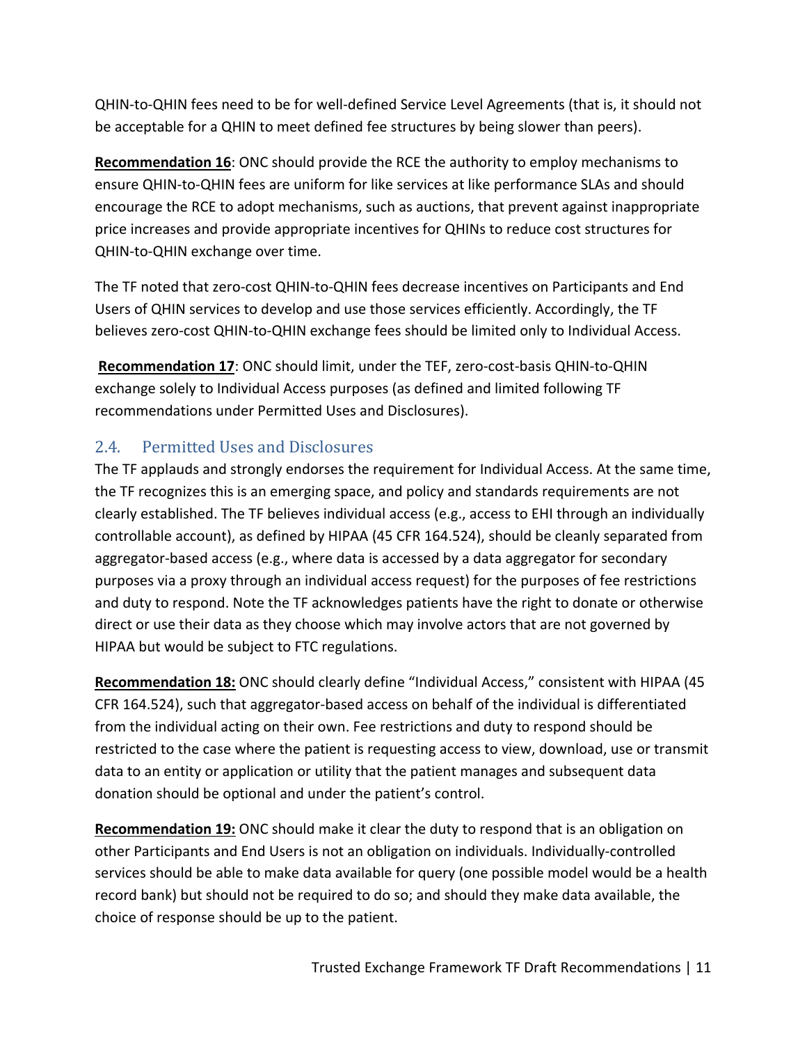QHIN-to-QHIN fees need to be for well-defined Service Level Agreements (that is, it should not be acceptable for a QHIN to meet defined fee structures by being slower than peers).

**Recommendation 16**: ONC should provide the RCE the authority to employ mechanisms to ensure QHIN-to-QHIN fees are uniform for like services at like performance SLAs and should encourage the RCE to adopt mechanisms, such as auctions, that prevent against inappropriate price increases and provide appropriate incentives for QHINs to reduce cost structures for QHIN-to-QHIN exchange over time.

The TF noted that zero-cost QHIN-to-QHIN fees decrease incentives on Participants and End Users of QHIN services to develop and use those services efficiently. Accordingly, the TF believes zero-cost QHIN-to-QHIN exchange fees should be limited only to Individual Access.

**Recommendation 17**: ONC should limit, under the TEF, zero-cost-basis QHIN-to-QHIN exchange solely to Individual Access purposes (as defined and limited following TF recommendations under Permitted Uses and Disclosures).

## 2.4. Permitted Uses and Disclosures

The TF applauds and strongly endorses the requirement for Individual Access. At the same time, the TF recognizes this is an emerging space, and policy and standards requirements are not clearly established. The TF believes individual access (e.g., access to EHI through an individually controllable account), as defined by HIPAA (45 CFR 164.524), should be cleanly separated from aggregator-based access (e.g., where data is accessed by a data aggregator for secondary purposes via a proxy through an individual access request) for the purposes of fee restrictions and duty to respond. Note the TF acknowledges patients have the right to donate or otherwise direct or use their data as they choose which may involve actors that are not governed by HIPAA but would be subject to FTC regulations.

**Recommendation 18:** ONC should clearly define "Individual Access," consistent with HIPAA (45 CFR 164.524), such that aggregator-based access on behalf of the individual is differentiated from the individual acting on their own. Fee restrictions and duty to respond should be restricted to the case where the patient is requesting access to view, download, use or transmit data to an entity or application or utility that the patient manages and subsequent data donation should be optional and under the patient's control.

**Recommendation 19:** ONC should make it clear the duty to respond that is an obligation on other Participants and End Users is not an obligation on individuals. Individually-controlled services should be able to make data available for query (one possible model would be a health record bank) but should not be required to do so; and should they make data available, the choice of response should be up to the patient.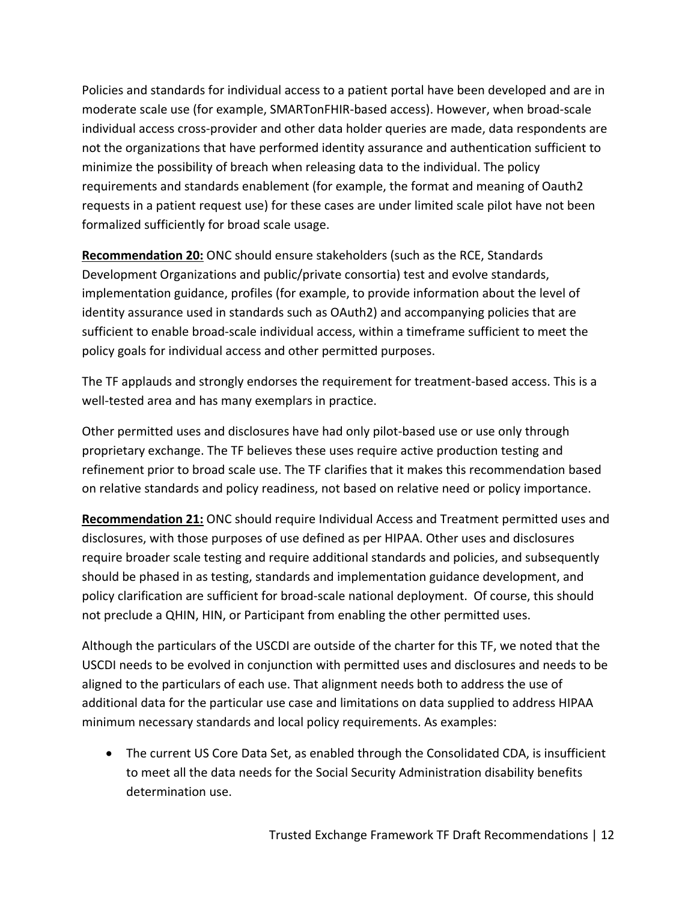Policies and standards for individual access to a patient portal have been developed and are in moderate scale use (for example, SMARTonFHIR-based access). However, when broad-scale individual access cross-provider and other data holder queries are made, data respondents are not the organizations that have performed identity assurance and authentication sufficient to minimize the possibility of breach when releasing data to the individual. The policy requirements and standards enablement (for example, the format and meaning of Oauth2 requests in a patient request use) for these cases are under limited scale pilot have not been formalized sufficiently for broad scale usage.

**Recommendation 20:** ONC should ensure stakeholders (such as the RCE, Standards Development Organizations and public/private consortia) test and evolve standards, implementation guidance, profiles (for example, to provide information about the level of identity assurance used in standards such as OAuth2) and accompanying policies that are sufficient to enable broad-scale individual access, within a timeframe sufficient to meet the policy goals for individual access and other permitted purposes.

The TF applauds and strongly endorses the requirement for treatment-based access. This is a well-tested area and has many exemplars in practice.

Other permitted uses and disclosures have had only pilot-based use or use only through proprietary exchange. The TF believes these uses require active production testing and refinement prior to broad scale use. The TF clarifies that it makes this recommendation based on relative standards and policy readiness, not based on relative need or policy importance.

**Recommendation 21:** ONC should require Individual Access and Treatment permitted uses and disclosures, with those purposes of use defined as per HIPAA. Other uses and disclosures require broader scale testing and require additional standards and policies, and subsequently should be phased in as testing, standards and implementation guidance development, and policy clarification are sufficient for broad-scale national deployment. Of course, this should not preclude a QHIN, HIN, or Participant from enabling the other permitted uses.

Although the particulars of the USCDI are outside of the charter for this TF, we noted that the USCDI needs to be evolved in conjunction with permitted uses and disclosures and needs to be aligned to the particulars of each use. That alignment needs both to address the use of additional data for the particular use case and limitations on data supplied to address HIPAA minimum necessary standards and local policy requirements. As examples:

- The current US Core Data Set, as enabled through the Consolidated CDA, is insufficient to meet all the data needs for the Social Security Administration disability benefits determination use.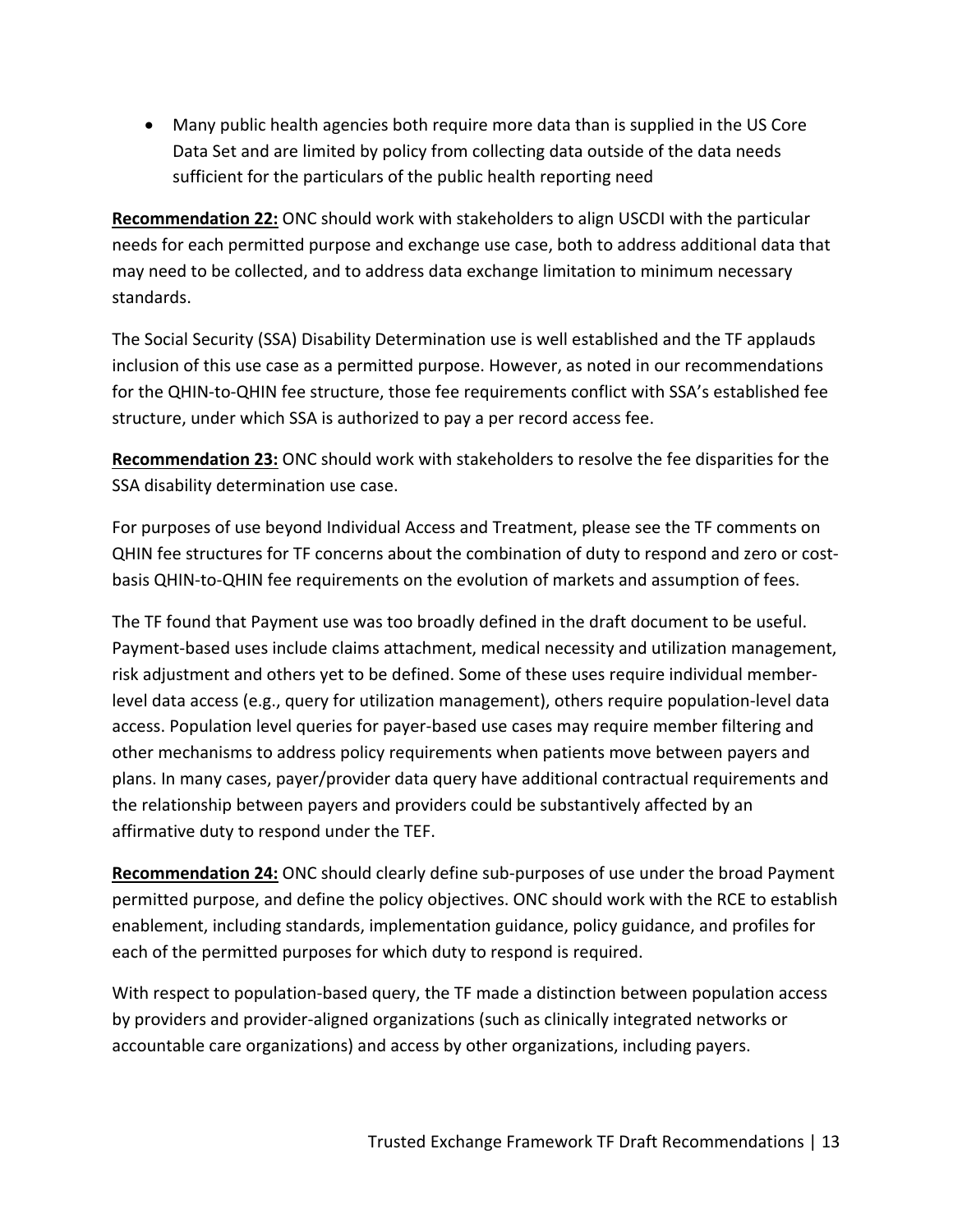- Many public health agencies both require more data than is supplied in the US Core Data Set and are limited by policy from collecting data outside of the data needs sufficient for the particulars of the public health reporting need

**Recommendation 22:** ONC should work with stakeholders to align USCDI with the particular needs for each permitted purpose and exchange use case, both to address additional data that may need to be collected, and to address data exchange limitation to minimum necessary standards.

The Social Security (SSA) Disability Determination use is well established and the TF applauds inclusion of this use case as a permitted purpose. However, as noted in our recommendations for the QHIN-to-QHIN fee structure, those fee requirements conflict with SSA's established fee structure, under which SSA is authorized to pay a per record access fee.

**Recommendation 23:** ONC should work with stakeholders to resolve the fee disparities for the SSA disability determination use case.

For purposes of use beyond Individual Access and Treatment, please see the TF comments on QHIN fee structures for TF concerns about the combination of duty to respond and zero or cost-basis QHIN-to-QHIN fee requirements on the evolution of markets and assumption of fees.

The TF found that Payment use was too broadly defined in the draft document to be useful. Payment-based uses include claims attachment, medical necessity and utilization management, risk adjustment and others yet to be defined. Some of these uses require individual member-level data access (e.g., query for utilization management), others require population-level data access. Population level queries for payer-based use cases may require member filtering and other mechanisms to address policy requirements when patients move between payers and plans. In many cases, payer/provider data query have additional contractual requirements and the relationship between payers and providers could be substantively affected by an affirmative duty to respond under the TEF.

**Recommendation 24:** ONC should clearly define sub-purposes of use under the broad Payment permitted purpose, and define the policy objectives. ONC should work with the RCE to establish enablement, including standards, implementation guidance, policy guidance, and profiles for each of the permitted purposes for which duty to respond is required.

With respect to population-based query, the TF made a distinction between population access by providers and provider-aligned organizations (such as clinically integrated networks or accountable care organizations) and access by other organizations, including payers.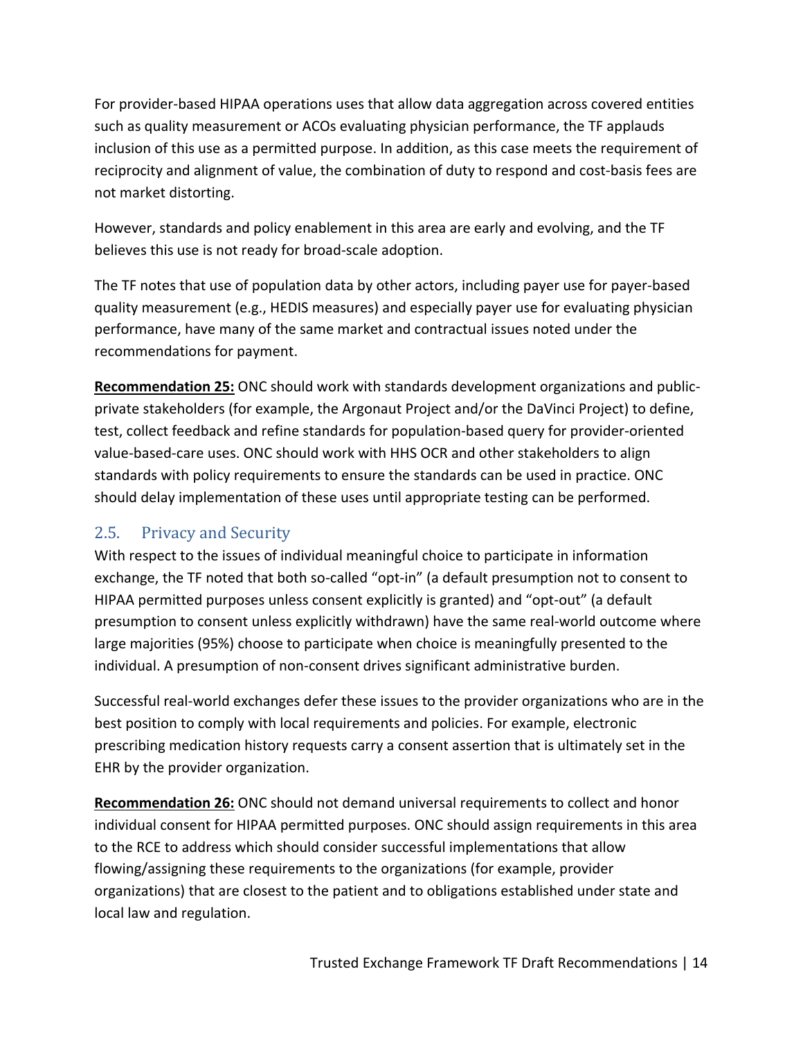For provider-based HIPAA operations uses that allow data aggregation across covered entities such as quality measurement or ACOs evaluating physician performance, the TF applauds inclusion of this use as a permitted purpose. In addition, as this case meets the requirement of reciprocity and alignment of value, the combination of duty to respond and cost-basis fees are not market distorting.

However, standards and policy enablement in this area are early and evolving, and the TF believes this use is not ready for broad-scale adoption.

The TF notes that use of population data by other actors, including payer use for payer-based quality measurement (e.g., HEDIS measures) and especially payer use for evaluating physician performance, have many of the same market and contractual issues noted under the recommendations for payment.

**Recommendation 25:** ONC should work with standards development organizations and public-private stakeholders (for example, the Argonaut Project and/or the DaVinci Project) to define, test, collect feedback and refine standards for population-based query for provider-oriented value-based-care uses. ONC should work with HHS OCR and other stakeholders to align standards with policy requirements to ensure the standards can be used in practice. ONC should delay implementation of these uses until appropriate testing can be performed.

## 2.5. Privacy and Security

With respect to the issues of individual meaningful choice to participate in information exchange, the TF noted that both so-called "opt-in" (a default presumption not to consent to HIPAA permitted purposes unless consent explicitly is granted) and "opt-out" (a default presumption to consent unless explicitly withdrawn) have the same real-world outcome where large majorities (95%) choose to participate when choice is meaningfully presented to the individual. A presumption of non-consent drives significant administrative burden.

Successful real-world exchanges defer these issues to the provider organizations who are in the best position to comply with local requirements and policies. For example, electronic prescribing medication history requests carry a consent assertion that is ultimately set in the EHR by the provider organization.

**Recommendation 26:** ONC should not demand universal requirements to collect and honor individual consent for HIPAA permitted purposes. ONC should assign requirements in this area to the RCE to address which should consider successful implementations that allow flowing/assigning these requirements to the organizations (for example, provider organizations) that are closest to the patient and to obligations established under state and local law and regulation.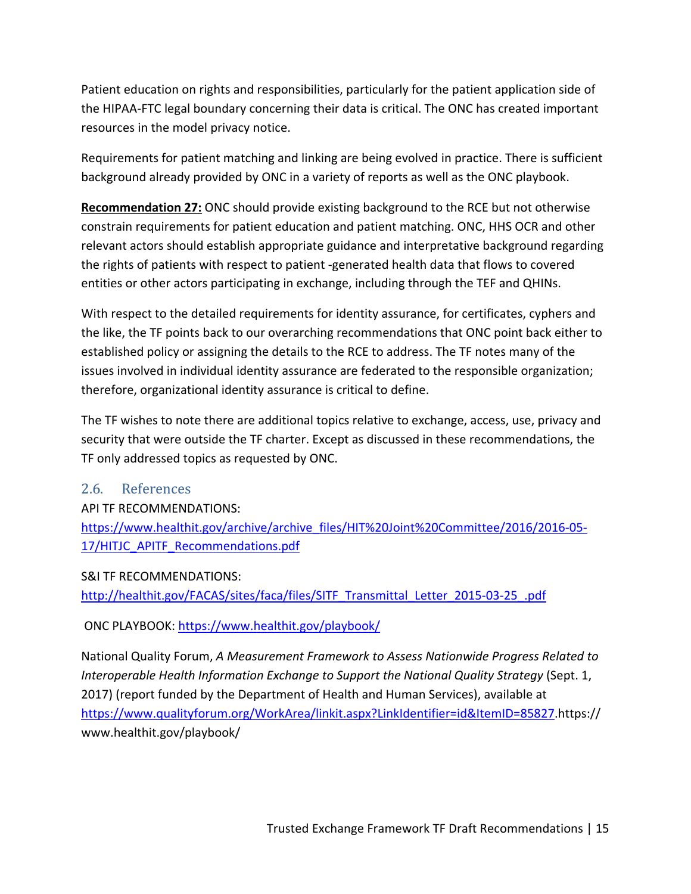Patient education on rights and responsibilities, particularly for the patient application side of the HIPAA-FTC legal boundary concerning their data is critical. The ONC has created important resources in the model privacy notice.

Requirements for patient matching and linking are being evolved in practice. There is sufficient background already provided by ONC in a variety of reports as well as the ONC playbook.

**Recommendation 27:** ONC should provide existing background to the RCE but not otherwise constrain requirements for patient education and patient matching. ONC, HHS OCR and other relevant actors should establish appropriate guidance and interpretative background regarding the rights of patients with respect to patient -generated health data that flows to covered entities or other actors participating in exchange, including through the TEF and QHINs.

With respect to the detailed requirements for identity assurance, for certificates, cyphers and the like, the TF points back to our overarching recommendations that ONC point back either to established policy or assigning the details to the RCE to address. The TF notes many of the issues involved in individual identity assurance are federated to the responsible organization; therefore, organizational identity assurance is critical to define.

The TF wishes to note there are additional topics relative to exchange, access, use, privacy and security that were outside the TF charter. Except as discussed in these recommendations, the TF only addressed topics as requested by ONC.

## 2.6. References

API TF RECOMMENDATIONS:
https://www.healthit.gov/archive/archive_files/HIT%20Joint%20Committee/2016/2016-05-17/HITJC_APITF_Recommendations.pdf

S&I TF RECOMMENDATIONS:
http://healthit.gov/FACAS/sites/faca/files/SITF_Transmittal_Letter_2015-03-25_.pdf

ONC PLAYBOOK: https://www.healthit.gov/playbook/

National Quality Forum, *A Measurement Framework to Assess Nationwide Progress Related to Interoperable Health Information Exchange to Support the National Quality Strategy* (Sept. 1, 2017) (report funded by the Department of Health and Human Services), available at https://www.qualityforum.org/WorkArea/linkit.aspx?LinkIdentifier=id&ItemID=85827.https://www.healthit.gov/playbook/